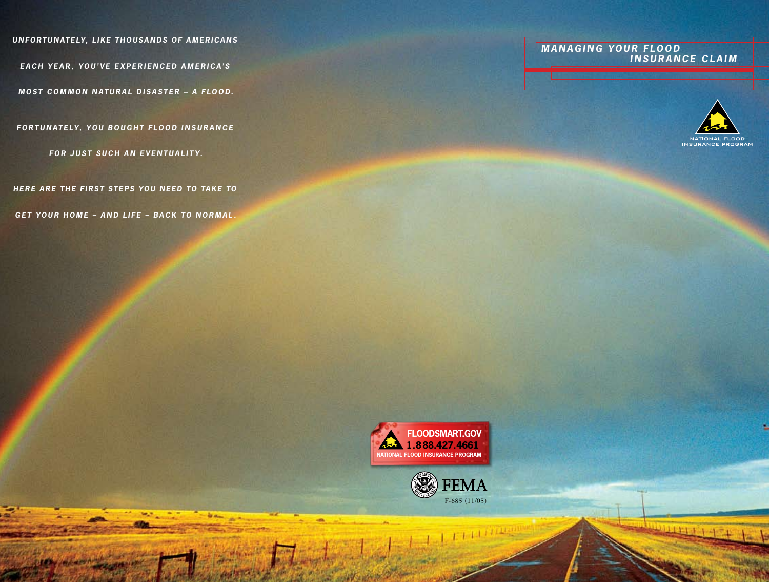*UNFORTUNATELY, LIKE THOUSANDS OF AMERICANS EACH YEAR, YOU'VE EXPERIENCED AMERICA'S MOST COMMON NATURAL DISASTER – A FLOOD.*

*FORTUNATELY, YOU BOUGHT FLOOD INSURANCE FOR JUST SUCH AN EVENTUALITY.*

*HERE ARE THE FIRST STEPS YOU NEED TO TAKE TO GET YOUR HOME – AND LIFE – BACK TO NORMAL.*

# MANAGING YOUR FLOOD INSURANCE CLAIM

NATIONAL FLOOD INSURANCE PROGRAM

FLOODSMART.GOV
1.888.427.4661
NATIONAL FLOOD INSURANCE PROGRAM

FEMA
F-685 (11/05)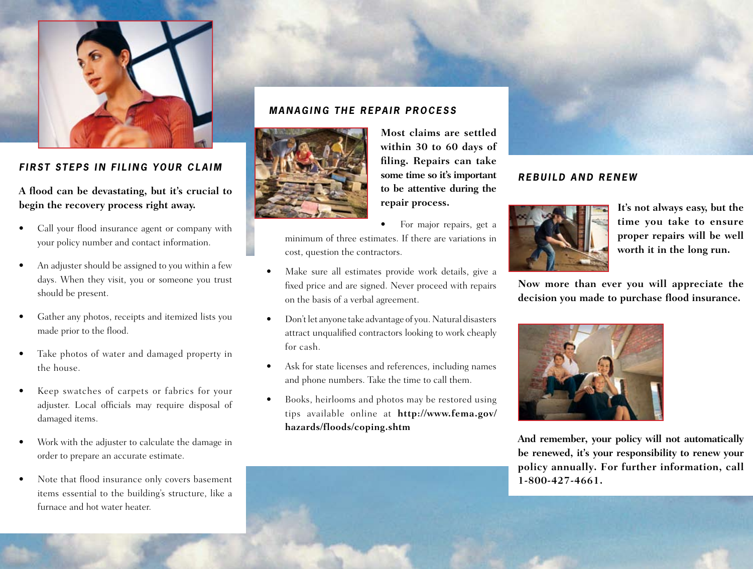## FIRST STEPS IN FILING YOUR CLAIM

**A flood can be devastating, but it's crucial to begin the recovery process right away.**

- Call your flood insurance agent or company with your policy number and contact information.
- An adjuster should be assigned to you within a few days. When they visit, you or someone you trust should be present.
- Gather any photos, receipts and itemized lists you made prior to the flood.
- Take photos of water and damaged property in the house.
- Keep swatches of carpets or fabrics for your adjuster. Local officials may require disposal of damaged items.
- Work with the adjuster to calculate the damage in order to prepare an accurate estimate.
- Note that flood insurance only covers basement items essential to the building's structure, like a furnace and hot water heater.

## MANAGING THE REPAIR PROCESS

**Most claims are settled within 30 to 60 days of filing. Repairs can take some time so it's important to be attentive during the repair process.**

- For major repairs, get a minimum of three estimates. If there are variations in cost, question the contractors.
- Make sure all estimates provide work details, give a fixed price and are signed. Never proceed with repairs on the basis of a verbal agreement.
- Don't let anyone take advantage of you. Natural disasters attract unqualified contractors looking to work cheaply for cash.
- Ask for state licenses and references, including names and phone numbers. Take the time to call them.
- Books, heirlooms and photos may be restored using tips available online at **http://www.fema.gov/hazards/floods/coping.shtm**

## REBUILD AND RENEW

**It's not always easy, but the time you take to ensure proper repairs will be well worth it in the long run.**

**Now more than ever you will appreciate the decision you made to purchase flood insurance.**

**And remember, your policy will not automatically be renewed, it's your responsibility to renew your policy annually. For further information, call 1-800-427-4661.**